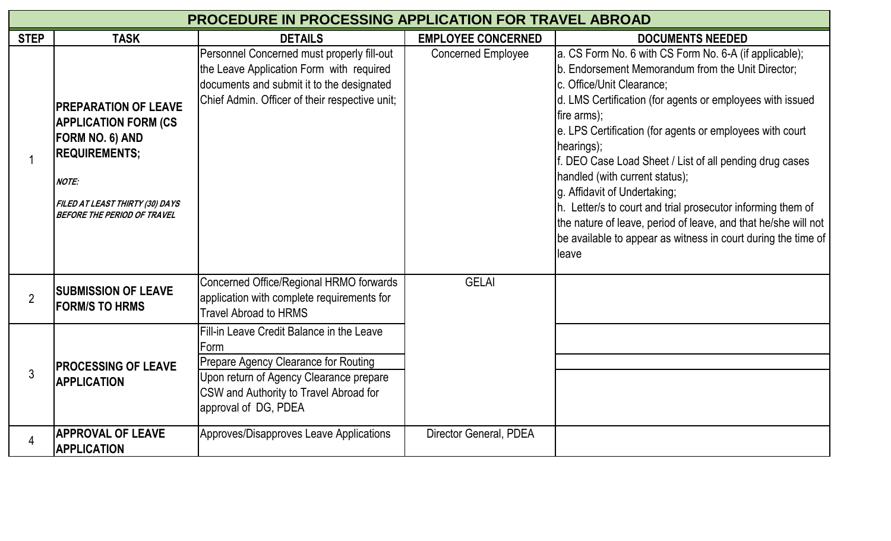# PROCEDURE IN PROCESSING APPLICATION FOR TRAVEL ABROAD

| STEP | TASK | DETAILS | EMPLOYEE CONCERNED | DOCUMENTS NEEDED |
|---|---|---|---|---|
| 1 | **PREPARATION OF LEAVE APPLICATION FORM (CS FORM NO. 6) AND REQUIREMENTS;**<br><br>***NOTE:***<br><br>***FILED AT LEAST THIRTY (30) DAYS BEFORE THE PERIOD OF TRAVEL*** | Personnel Concerned must properly fill-out the Leave Application Form with required documents and submit it to the designated Chief Admin. Officer of their respective unit; | Concerned Employee | a. CS Form No. 6 with CS Form No. 6-A (if applicable);<br>b. Endorsement Memorandum from the Unit Director;<br>c. Office/Unit Clearance;<br>d. LMS Certification (for agents or employees with issued fire arms);<br>e. LPS Certification (for agents or employees with court hearings);<br>f. DEO Case Load Sheet / List of all pending drug cases handled (with current status);<br>g. Affidavit of Undertaking;<br>h. Letter/s to court and trial prosecutor informing them of the nature of leave, period of leave, and that he/she will not be available to appear as witness in court during the time of leave |
| 2 | **SUBMISSION OF LEAVE FORM/S TO HRMS** | Concerned Office/Regional HRMO forwards application with complete requirements for Travel Abroad to HRMS | GELAI | |
| 3 | **PROCESSING OF LEAVE APPLICATION** | Fill-in Leave Credit Balance in the Leave Form | | |
| | | Prepare Agency Clearance for Routing | | |
| | | Upon return of Agency Clearance prepare CSW and Authority to Travel Abroad for approval of DG, PDEA | | |
| 4 | **APPROVAL OF LEAVE APPLICATION** | Approves/Disapproves Leave Applications | Director General, PDEA | |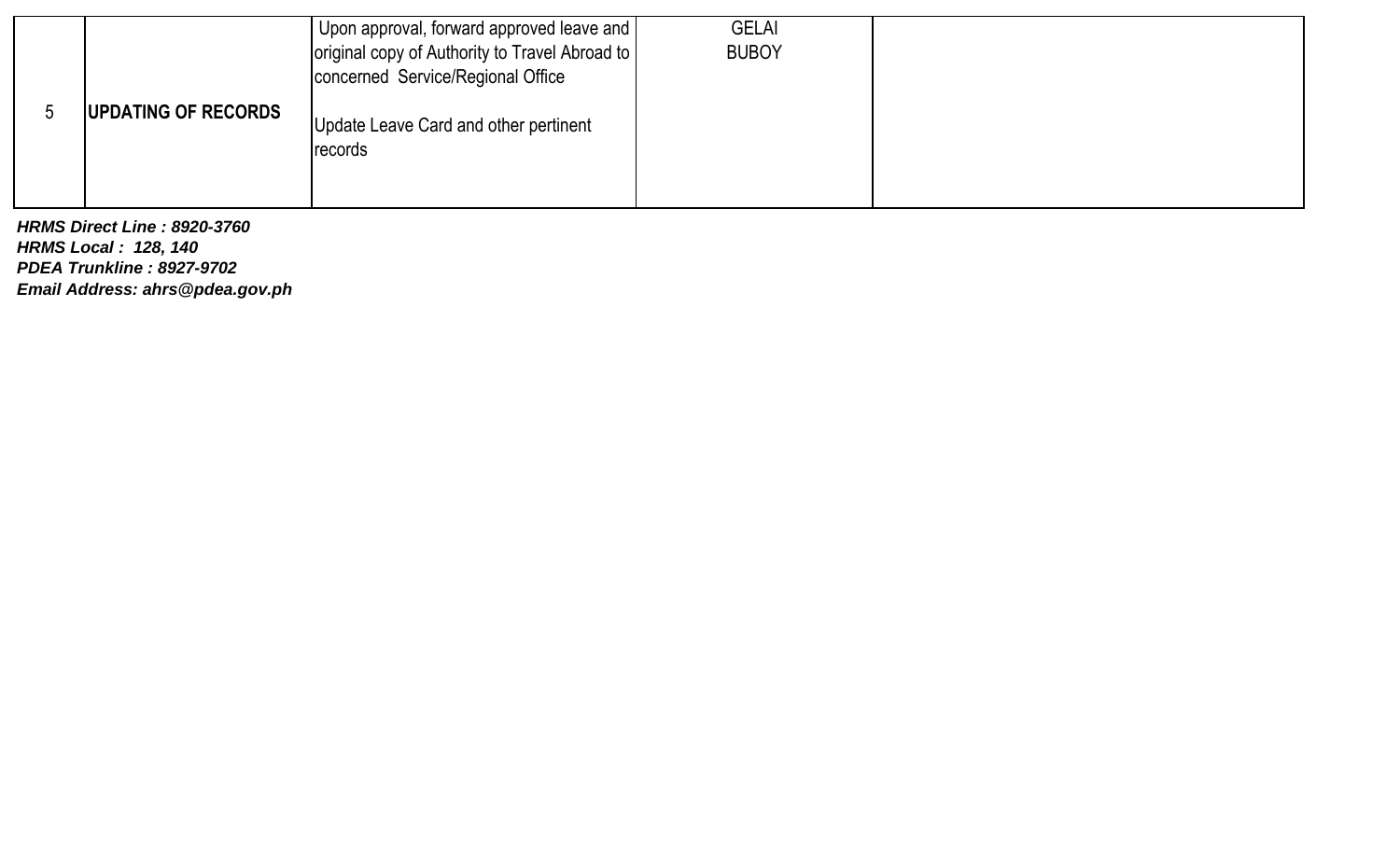| | | | | |
|---|---|---|---|---|
| 5 | **UPDATING OF RECORDS** | Upon approval, forward approved leave and original copy of Authority to Travel Abroad to concerned Service/Regional Office<br><br>Update Leave Card and other pertinent records | GELAI<br>BUBOY | |

***HRMS Direct Line : 8920-3760***
***HRMS Local : 128, 140***
***PDEA Trunkline : 8927-9702***
***Email Address: ahrs@pdea.gov.ph***